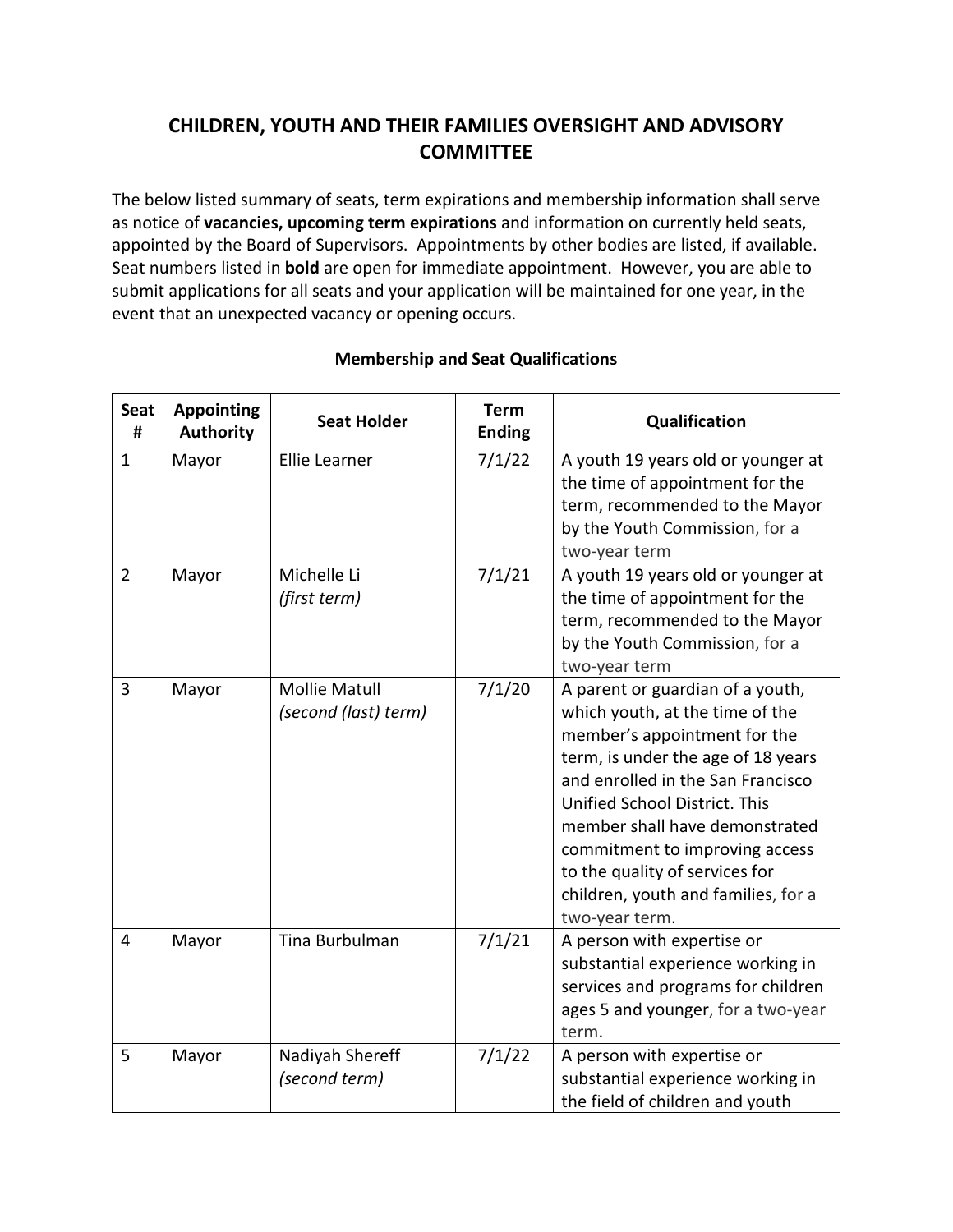# CHILDREN, YOUTH AND THEIR FAMILIES OVERSIGHT AND ADVISORY COMMITTEE

The below listed summary of seats, term expirations and membership information shall serve as notice of **vacancies, upcoming term expirations** and information on currently held seats, appointed by the Board of Supervisors. Appointments by other bodies are listed, if available. Seat numbers listed in **bold** are open for immediate appointment. However, you are able to submit applications for all seats and your application will be maintained for one year, in the event that an unexpected vacancy or opening occurs.

## Membership and Seat Qualifications

| Seat # | Appointing Authority | Seat Holder | Term Ending | Qualification |
|---|---|---|---|---|
| 1 | Mayor | Ellie Learner | 7/1/22 | A youth 19 years old or younger at the time of appointment for the term, recommended to the Mayor by the Youth Commission, for a two-year term |
| 2 | Mayor | Michelle Li *(first term)* | 7/1/21 | A youth 19 years old or younger at the time of appointment for the term, recommended to the Mayor by the Youth Commission, for a two-year term |
| 3 | Mayor | Mollie Matull *(second (last) term)* | 7/1/20 | A parent or guardian of a youth, which youth, at the time of the member's appointment for the term, is under the age of 18 years and enrolled in the San Francisco Unified School District. This member shall have demonstrated commitment to improving access to the quality of services for children, youth and families, for a two-year term. |
| 4 | Mayor | Tina Burbulman | 7/1/21 | A person with expertise or substantial experience working in services and programs for children ages 5 and younger, for a two-year term. |
| 5 | Mayor | Nadiyah Shereff *(second term)* | 7/1/22 | A person with expertise or substantial experience working in the field of children and youth |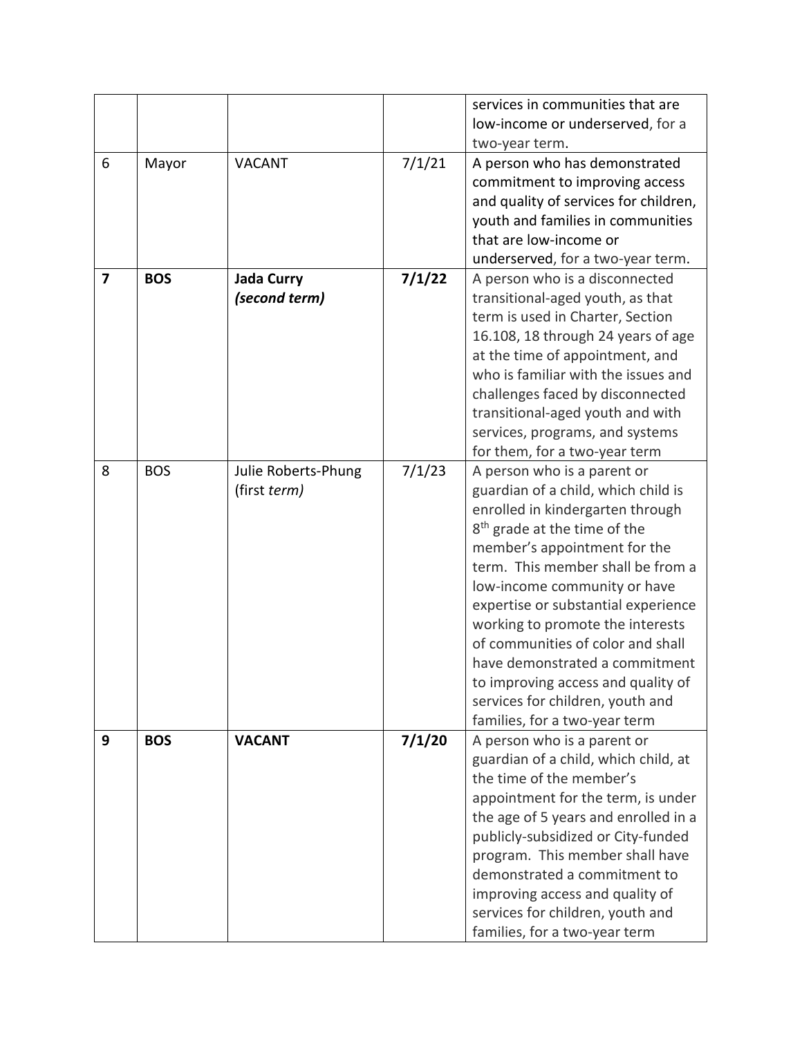| | | | | services in communities that are low-income or underserved, for a two-year term. |
|---|---|---|---|---|
| 6 | Mayor | VACANT | 7/1/21 | A person who has demonstrated commitment to improving access and quality of services for children, youth and families in communities that are low-income or underserved, for a two-year term. |
| **7** | **BOS** | **Jada Curry** ***(second term)*** | **7/1/22** | A person who is a disconnected transitional-aged youth, as that term is used in Charter, Section 16.108, 18 through 24 years of age at the time of appointment, and who is familiar with the issues and challenges faced by disconnected transitional-aged youth and with services, programs, and systems for them, for a two-year term |
| 8 | BOS | Julie Roberts-Phung (first *term)* | 7/1/23 | A person who is a parent or guardian of a child, which child is enrolled in kindergarten through 8th grade at the time of the member's appointment for the term. This member shall be from a low-income community or have expertise or substantial experience working to promote the interests of communities of color and shall have demonstrated a commitment to improving access and quality of services for children, youth and families, for a two-year term |
| **9** | **BOS** | **VACANT** | **7/1/20** | A person who is a parent or guardian of a child, which child, at the time of the member's appointment for the term, is under the age of 5 years and enrolled in a publicly-subsidized or City-funded program. This member shall have demonstrated a commitment to improving access and quality of services for children, youth and families, for a two-year term |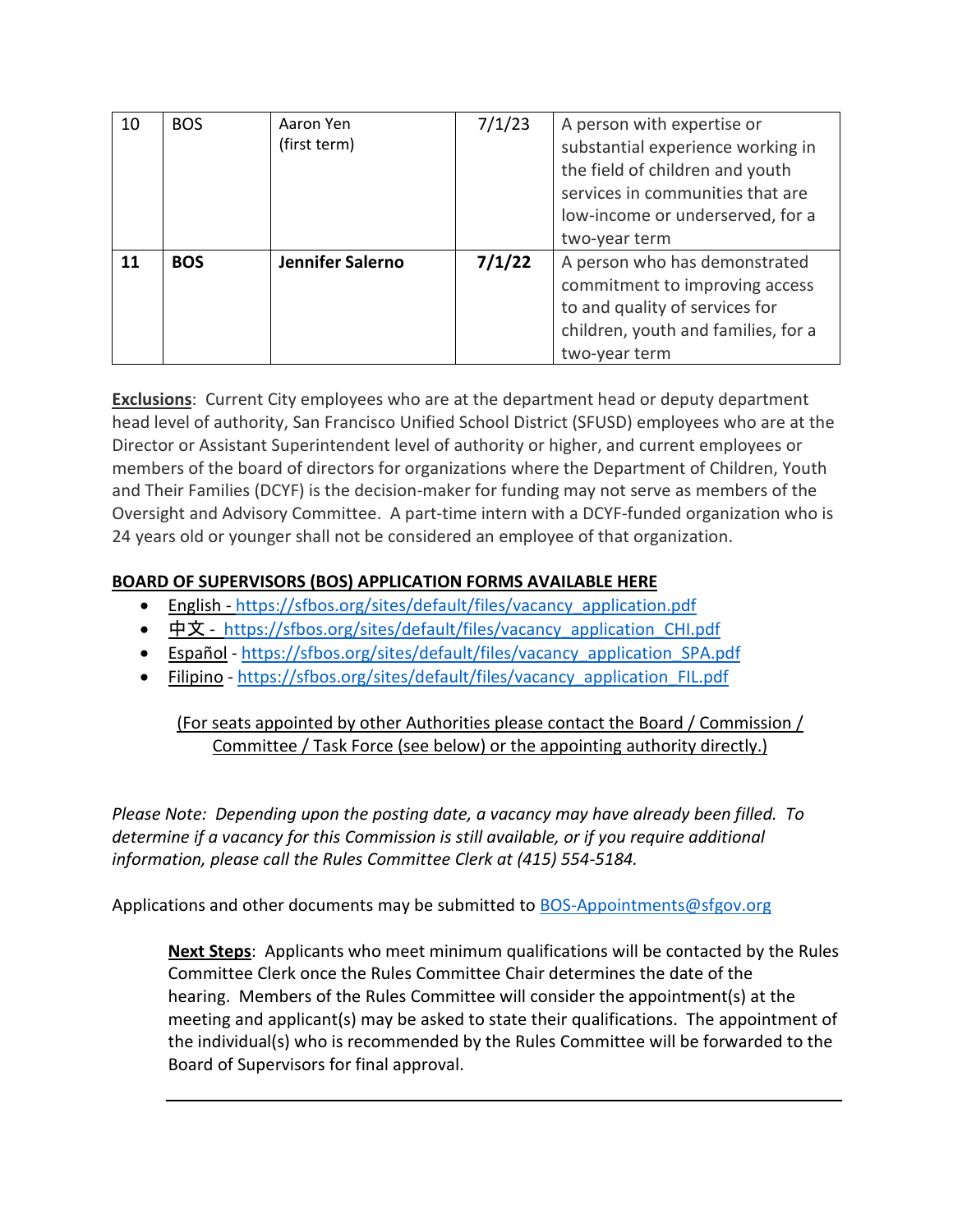| 10 | BOS | Aaron Yen<br>(first term) | 7/1/23 | A person with expertise or substantial experience working in the field of children and youth services in communities that are low-income or underserved, for a two-year term |
|---|---|---|---|---|
| **11** | **BOS** | **Jennifer Salerno** | **7/1/22** | A person who has demonstrated commitment to improving access to and quality of services for children, youth and families, for a two-year term |

**Exclusions**: Current City employees who are at the department head or deputy department head level of authority, San Francisco Unified School District (SFUSD) employees who are at the Director or Assistant Superintendent level of authority or higher, and current employees or members of the board of directors for organizations where the Department of Children, Youth and Their Families (DCYF) is the decision-maker for funding may not serve as members of the Oversight and Advisory Committee. A part-time intern with a DCYF-funded organization who is 24 years old or younger shall not be considered an employee of that organization.

**BOARD OF SUPERVISORS (BOS) APPLICATION FORMS AVAILABLE HERE**

- English - https://sfbos.org/sites/default/files/vacancy_application.pdf
- 中文 - https://sfbos.org/sites/default/files/vacancy_application_CHI.pdf
- Español - https://sfbos.org/sites/default/files/vacancy_application_SPA.pdf
- Filipino - https://sfbos.org/sites/default/files/vacancy_application_FIL.pdf

(For seats appointed by other Authorities please contact the Board / Commission / Committee / Task Force (see below) or the appointing authority directly.)

*Please Note: Depending upon the posting date, a vacancy may have already been filled. To determine if a vacancy for this Commission is still available, or if you require additional information, please call the Rules Committee Clerk at (415) 554-5184.*

Applications and other documents may be submitted to BOS-Appointments@sfgov.org

**Next Steps**: Applicants who meet minimum qualifications will be contacted by the Rules Committee Clerk once the Rules Committee Chair determines the date of the hearing. Members of the Rules Committee will consider the appointment(s) at the meeting and applicant(s) may be asked to state their qualifications. The appointment of the individual(s) who is recommended by the Rules Committee will be forwarded to the Board of Supervisors for final approval.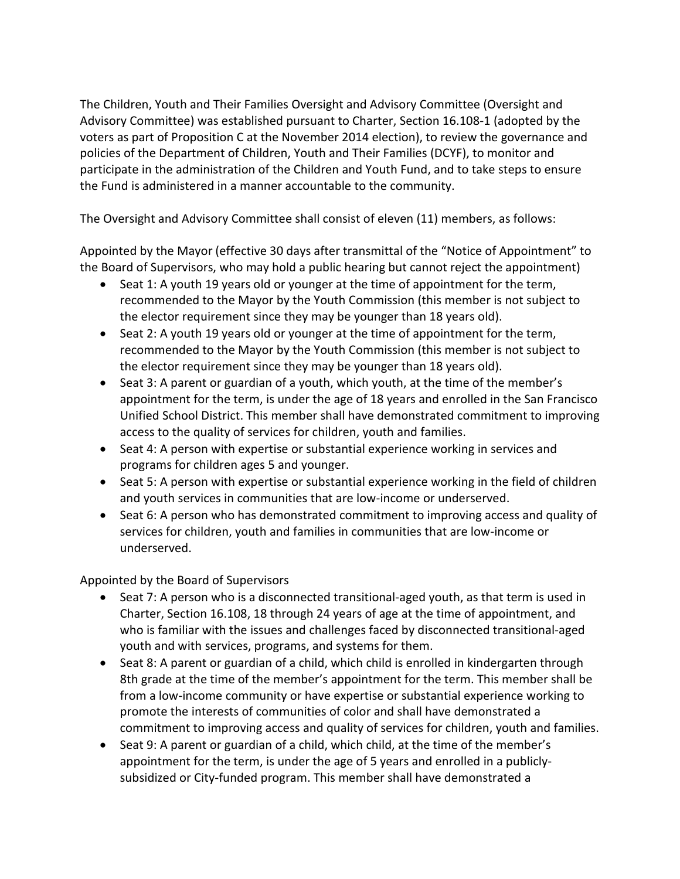The Children, Youth and Their Families Oversight and Advisory Committee (Oversight and Advisory Committee) was established pursuant to Charter, Section 16.108-1 (adopted by the voters as part of Proposition C at the November 2014 election), to review the governance and policies of the Department of Children, Youth and Their Families (DCYF), to monitor and participate in the administration of the Children and Youth Fund, and to take steps to ensure the Fund is administered in a manner accountable to the community.

The Oversight and Advisory Committee shall consist of eleven (11) members, as follows:

Appointed by the Mayor (effective 30 days after transmittal of the "Notice of Appointment" to the Board of Supervisors, who may hold a public hearing but cannot reject the appointment)

- Seat 1: A youth 19 years old or younger at the time of appointment for the term, recommended to the Mayor by the Youth Commission (this member is not subject to the elector requirement since they may be younger than 18 years old).
- Seat 2: A youth 19 years old or younger at the time of appointment for the term, recommended to the Mayor by the Youth Commission (this member is not subject to the elector requirement since they may be younger than 18 years old).
- Seat 3: A parent or guardian of a youth, which youth, at the time of the member's appointment for the term, is under the age of 18 years and enrolled in the San Francisco Unified School District. This member shall have demonstrated commitment to improving access to the quality of services for children, youth and families.
- Seat 4: A person with expertise or substantial experience working in services and programs for children ages 5 and younger.
- Seat 5: A person with expertise or substantial experience working in the field of children and youth services in communities that are low-income or underserved.
- Seat 6: A person who has demonstrated commitment to improving access and quality of services for children, youth and families in communities that are low-income or underserved.

Appointed by the Board of Supervisors

- Seat 7: A person who is a disconnected transitional-aged youth, as that term is used in Charter, Section 16.108, 18 through 24 years of age at the time of appointment, and who is familiar with the issues and challenges faced by disconnected transitional-aged youth and with services, programs, and systems for them.
- Seat 8: A parent or guardian of a child, which child is enrolled in kindergarten through 8th grade at the time of the member's appointment for the term. This member shall be from a low-income community or have expertise or substantial experience working to promote the interests of communities of color and shall have demonstrated a commitment to improving access and quality of services for children, youth and families.
- Seat 9: A parent or guardian of a child, which child, at the time of the member's appointment for the term, is under the age of 5 years and enrolled in a publicly-subsidized or City-funded program. This member shall have demonstrated a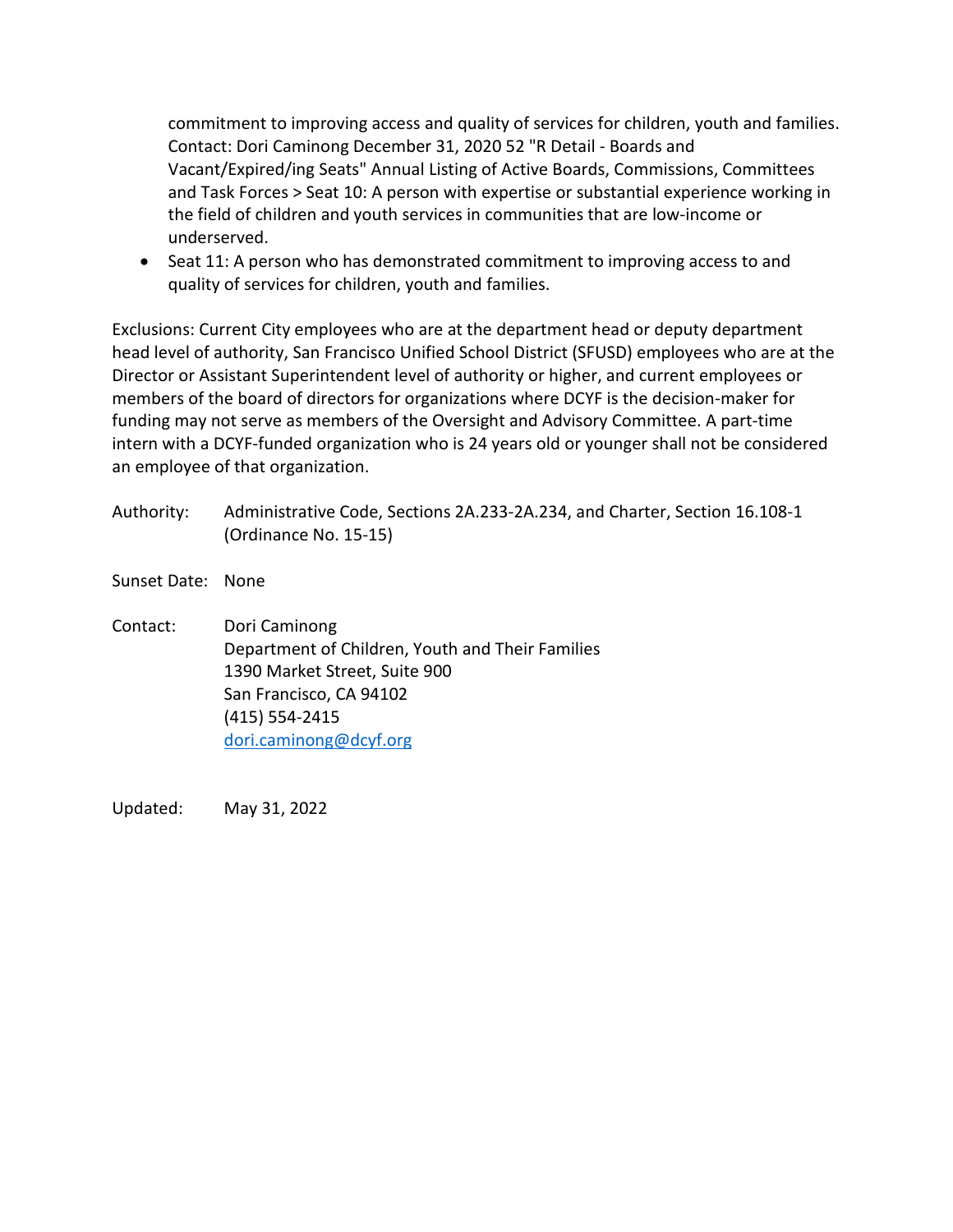commitment to improving access and quality of services for children, youth and families. Contact: Dori Caminong December 31, 2020 52 "R Detail - Boards and Vacant/Expired/ing Seats" Annual Listing of Active Boards, Commissions, Committees and Task Forces > Seat 10: A person with expertise or substantial experience working in the field of children and youth services in communities that are low-income or underserved.

- Seat 11: A person who has demonstrated commitment to improving access to and quality of services for children, youth and families.

Exclusions: Current City employees who are at the department head or deputy department head level of authority, San Francisco Unified School District (SFUSD) employees who are at the Director or Assistant Superintendent level of authority or higher, and current employees or members of the board of directors for organizations where DCYF is the decision-maker for funding may not serve as members of the Oversight and Advisory Committee. A part-time intern with a DCYF-funded organization who is 24 years old or younger shall not be considered an employee of that organization.

Authority: Administrative Code, Sections 2A.233-2A.234, and Charter, Section 16.108-1 (Ordinance No. 15-15)

Sunset Date: None

Contact: Dori Caminong
Department of Children, Youth and Their Families
1390 Market Street, Suite 900
San Francisco, CA 94102
(415) 554-2415
dori.caminong@dcyf.org

Updated: May 31, 2022